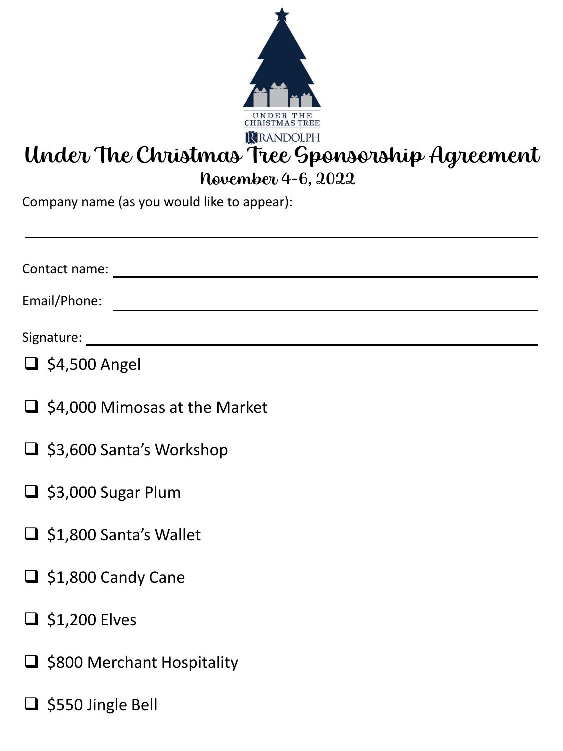UNDER THE CHRISTMAS TREE

RANDOLPH

# Under The Christmas Tree Sponsorship Agreement

## November 4-6, 2022

Company name (as you would like to appear):

_______________________________________________

Contact name: _______________________________________________

Email/Phone: _______________________________________________

Signature: _______________________________________________

- [ ] $4,500 Angel
- [ ] $4,000 Mimosas at the Market
- [ ] $3,600 Santa's Workshop
- [ ] $3,000 Sugar Plum
- [ ] $1,800 Santa's Wallet
- [ ] $1,800 Candy Cane
- [ ] $1,200 Elves
- [ ] $800 Merchant Hospitality
- [ ] $550 Jingle Bell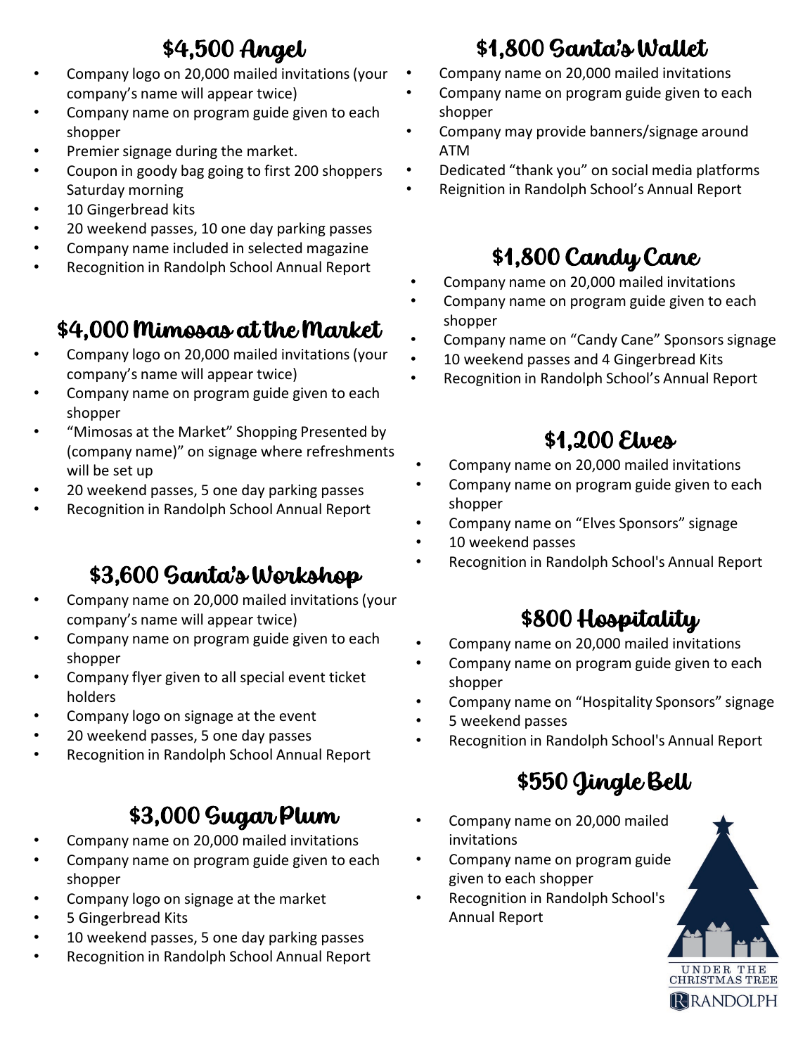## $4,500 Angel

- Company logo on 20,000 mailed invitations (your company's name will appear twice)
- Company name on program guide given to each shopper
- Premier signage during the market.
- Coupon in goody bag going to first 200 shoppers Saturday morning
- 10 Gingerbread kits
- 20 weekend passes, 10 one day parking passes
- Company name included in selected magazine
- Recognition in Randolph School Annual Report

## $4,000 Mimosas at the Market

- Company logo on 20,000 mailed invitations (your company's name will appear twice)
- Company name on program guide given to each shopper
- "Mimosas at the Market" Shopping Presented by (company name)" on signage where refreshments will be set up
- 20 weekend passes, 5 one day parking passes
- Recognition in Randolph School Annual Report

## $3,600 Santa's Workshop

- Company name on 20,000 mailed invitations (your company's name will appear twice)
- Company name on program guide given to each shopper
- Company flyer given to all special event ticket holders
- Company logo on signage at the event
- 20 weekend passes, 5 one day passes
- Recognition in Randolph School Annual Report

## $3,000 Sugar Plum

- Company name on 20,000 mailed invitations
- Company name on program guide given to each shopper
- Company logo on signage at the market
- 5 Gingerbread Kits
- 10 weekend passes, 5 one day parking passes
- Recognition in Randolph School Annual Report

## $1,800 Santa's Wallet

- Company name on 20,000 mailed invitations
- Company name on program guide given to each shopper
- Company may provide banners/signage around ATM
- Dedicated "thank you" on social media platforms
- Reignition in Randolph School's Annual Report

## $1,800 Candy Cane

- Company name on 20,000 mailed invitations
- Company name on program guide given to each shopper
- Company name on "Candy Cane" Sponsors signage
- 10 weekend passes and 4 Gingerbread Kits
- Recognition in Randolph School's Annual Report

## $1,200 Elves

- Company name on 20,000 mailed invitations
- Company name on program guide given to each shopper
- Company name on "Elves Sponsors" signage
- 10 weekend passes
- Recognition in Randolph School's Annual Report

## $800 Hospitality

- Company name on 20,000 mailed invitations
- Company name on program guide given to each shopper
- Company name on "Hospitality Sponsors" signage
- 5 weekend passes
- Recognition in Randolph School's Annual Report

## $550 Jingle Bell

- Company name on 20,000 mailed invitations
- Company name on program guide given to each shopper
- Recognition in Randolph School's Annual Report

UNDER THE CHRISTMAS TREE
RANDOLPH